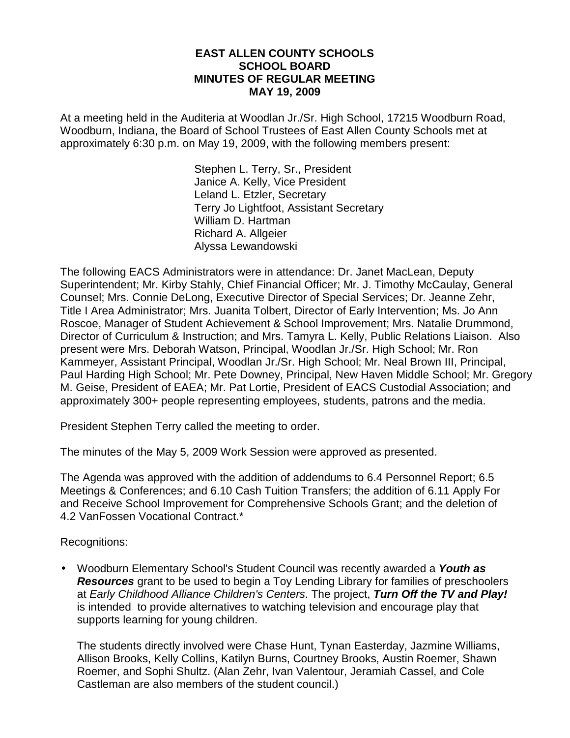# EAST ALLEN COUNTY SCHOOLS
# SCHOOL BOARD
# MINUTES OF REGULAR MEETING
# MAY 19, 2009

At a meeting held in the Auditeria at Woodlan Jr./Sr. High School, 17215 Woodburn Road, Woodburn, Indiana, the Board of School Trustees of East Allen County Schools met at approximately 6:30 p.m. on May 19, 2009, with the following members present:

Stephen L. Terry, Sr., President
Janice A. Kelly, Vice President
Leland L. Etzler, Secretary
Terry Jo Lightfoot, Assistant Secretary
William D. Hartman
Richard A. Allgeier
Alyssa Lewandowski

The following EACS Administrators were in attendance: Dr. Janet MacLean, Deputy Superintendent; Mr. Kirby Stahly, Chief Financial Officer; Mr. J. Timothy McCaulay, General Counsel; Mrs. Connie DeLong, Executive Director of Special Services; Dr. Jeanne Zehr, Title I Area Administrator; Mrs. Juanita Tolbert, Director of Early Intervention; Ms. Jo Ann Roscoe, Manager of Student Achievement & School Improvement; Mrs. Natalie Drummond, Director of Curriculum & Instruction; and Mrs. Tamyra L. Kelly, Public Relations Liaison. Also present were Mrs. Deborah Watson, Principal, Woodlan Jr./Sr. High School; Mr. Ron Kammeyer, Assistant Principal, Woodlan Jr./Sr. High School; Mr. Neal Brown III, Principal, Paul Harding High School; Mr. Pete Downey, Principal, New Haven Middle School; Mr. Gregory M. Geise, President of EAEA; Mr. Pat Lortie, President of EACS Custodial Association; and approximately 300+ people representing employees, students, patrons and the media.

President Stephen Terry called the meeting to order.

The minutes of the May 5, 2009 Work Session were approved as presented.

The Agenda was approved with the addition of addendums to 6.4 Personnel Report; 6.5 Meetings & Conferences; and 6.10 Cash Tuition Transfers; the addition of 6.11 Apply For and Receive School Improvement for Comprehensive Schools Grant; and the deletion of 4.2 VanFossen Vocational Contract.*

Recognitions:

- Woodburn Elementary School's Student Council was recently awarded a ***Youth as Resources*** grant to be used to begin a Toy Lending Library for families of preschoolers at *Early Childhood Alliance Children's Centers*. The project, ***Turn Off the TV and Play!*** is intended to provide alternatives to watching television and encourage play that supports learning for young children.

  The students directly involved were Chase Hunt, Tynan Easterday, Jazmine Williams, Allison Brooks, Kelly Collins, Katilyn Burns, Courtney Brooks, Austin Roemer, Shawn Roemer, and Sophi Shultz. (Alan Zehr, Ivan Valentour, Jeramiah Cassel, and Cole Castleman are also members of the student council.)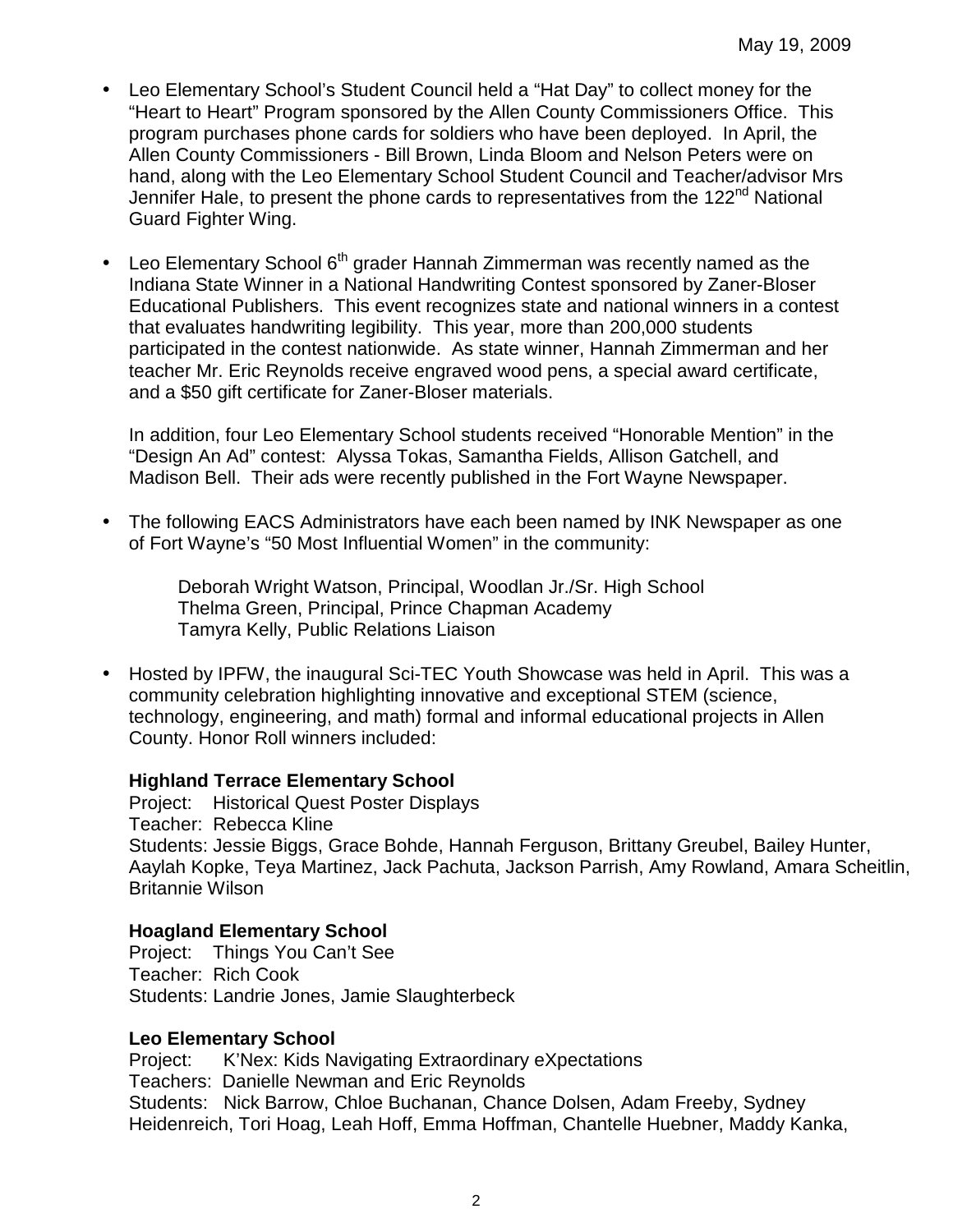May 19, 2009

- Leo Elementary School's Student Council held a "Hat Day" to collect money for the "Heart to Heart" Program sponsored by the Allen County Commissioners Office. This program purchases phone cards for soldiers who have been deployed. In April, the Allen County Commissioners - Bill Brown, Linda Bloom and Nelson Peters were on hand, along with the Leo Elementary School Student Council and Teacher/advisor Mrs Jennifer Hale, to present the phone cards to representatives from the 122nd National Guard Fighter Wing.

- Leo Elementary School 6th grader Hannah Zimmerman was recently named as the Indiana State Winner in a National Handwriting Contest sponsored by Zaner-Bloser Educational Publishers. This event recognizes state and national winners in a contest that evaluates handwriting legibility. This year, more than 200,000 students participated in the contest nationwide. As state winner, Hannah Zimmerman and her teacher Mr. Eric Reynolds receive engraved wood pens, a special award certificate, and a $50 gift certificate for Zaner-Bloser materials.

  In addition, four Leo Elementary School students received "Honorable Mention" in the "Design An Ad" contest: Alyssa Tokas, Samantha Fields, Allison Gatchell, and Madison Bell. Their ads were recently published in the Fort Wayne Newspaper.

- The following EACS Administrators have each been named by INK Newspaper as one of Fort Wayne's "50 Most Influential Women" in the community:

  Deborah Wright Watson, Principal, Woodlan Jr./Sr. High School
  Thelma Green, Principal, Prince Chapman Academy
  Tamyra Kelly, Public Relations Liaison

- Hosted by IPFW, the inaugural Sci-TEC Youth Showcase was held in April. This was a community celebration highlighting innovative and exceptional STEM (science, technology, engineering, and math) formal and informal educational projects in Allen County. Honor Roll winners included:

  **Highland Terrace Elementary School**
  Project: Historical Quest Poster Displays
  Teacher: Rebecca Kline
  Students: Jessie Biggs, Grace Bohde, Hannah Ferguson, Brittany Greubel, Bailey Hunter, Aaylah Kopke, Teya Martinez, Jack Pachuta, Jackson Parrish, Amy Rowland, Amara Scheitlin, Britannie Wilson

  **Hoagland Elementary School**
  Project: Things You Can't See
  Teacher: Rich Cook
  Students: Landrie Jones, Jamie Slaughterbeck

  **Leo Elementary School**
  Project: K'Nex: Kids Navigating Extraordinary eXpectations
  Teachers: Danielle Newman and Eric Reynolds
  Students: Nick Barrow, Chloe Buchanan, Chance Dolsen, Adam Freeby, Sydney Heidenreich, Tori Hoag, Leah Hoff, Emma Hoffman, Chantelle Huebner, Maddy Kanka,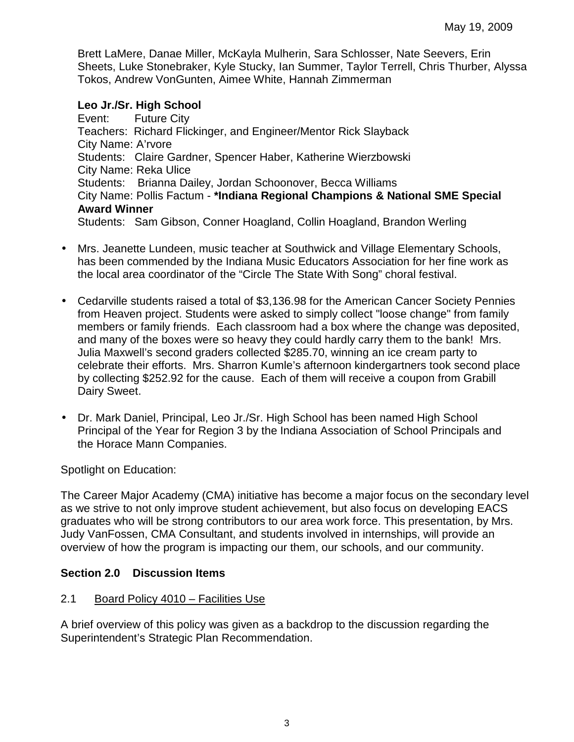Brett LaMere, Danae Miller, McKayla Mulherin, Sara Schlosser, Nate Seevers, Erin Sheets, Luke Stonebraker, Kyle Stucky, Ian Summer, Taylor Terrell, Chris Thurber, Alyssa Tokos, Andrew VonGunten, Aimee White, Hannah Zimmerman

**Leo Jr./Sr. High School**
Event: Future City
Teachers: Richard Flickinger, and Engineer/Mentor Rick Slayback
City Name: A'rvore
Students: Claire Gardner, Spencer Haber, Katherine Wierzbowski
City Name: Reka Ulice
Students: Brianna Dailey, Jordan Schoonover, Becca Williams
City Name: Pollis Factum - ***Indiana Regional Champions & National SME Special Award Winner**
Students: Sam Gibson, Conner Hoagland, Collin Hoagland, Brandon Werling

- Mrs. Jeanette Lundeen, music teacher at Southwick and Village Elementary Schools, has been commended by the Indiana Music Educators Association for her fine work as the local area coordinator of the "Circle The State With Song" choral festival.

- Cedarville students raised a total of $3,136.98 for the American Cancer Society Pennies from Heaven project. Students were asked to simply collect "loose change" from family members or family friends. Each classroom had a box where the change was deposited, and many of the boxes were so heavy they could hardly carry them to the bank! Mrs. Julia Maxwell's second graders collected $285.70, winning an ice cream party to celebrate their efforts. Mrs. Sharron Kumle's afternoon kindergartners took second place by collecting $252.92 for the cause. Each of them will receive a coupon from Grabill Dairy Sweet.

- Dr. Mark Daniel, Principal, Leo Jr./Sr. High School has been named High School Principal of the Year for Region 3 by the Indiana Association of School Principals and the Horace Mann Companies.

Spotlight on Education:

The Career Major Academy (CMA) initiative has become a major focus on the secondary level as we strive to not only improve student achievement, but also focus on developing EACS graduates who will be strong contributors to our area work force. This presentation, by Mrs. Judy VanFossen, CMA Consultant, and students involved in internships, will provide an overview of how the program is impacting our them, our schools, and our community.

## Section 2.0 Discussion Items

2.1 Board Policy 4010 – Facilities Use

A brief overview of this policy was given as a backdrop to the discussion regarding the Superintendent's Strategic Plan Recommendation.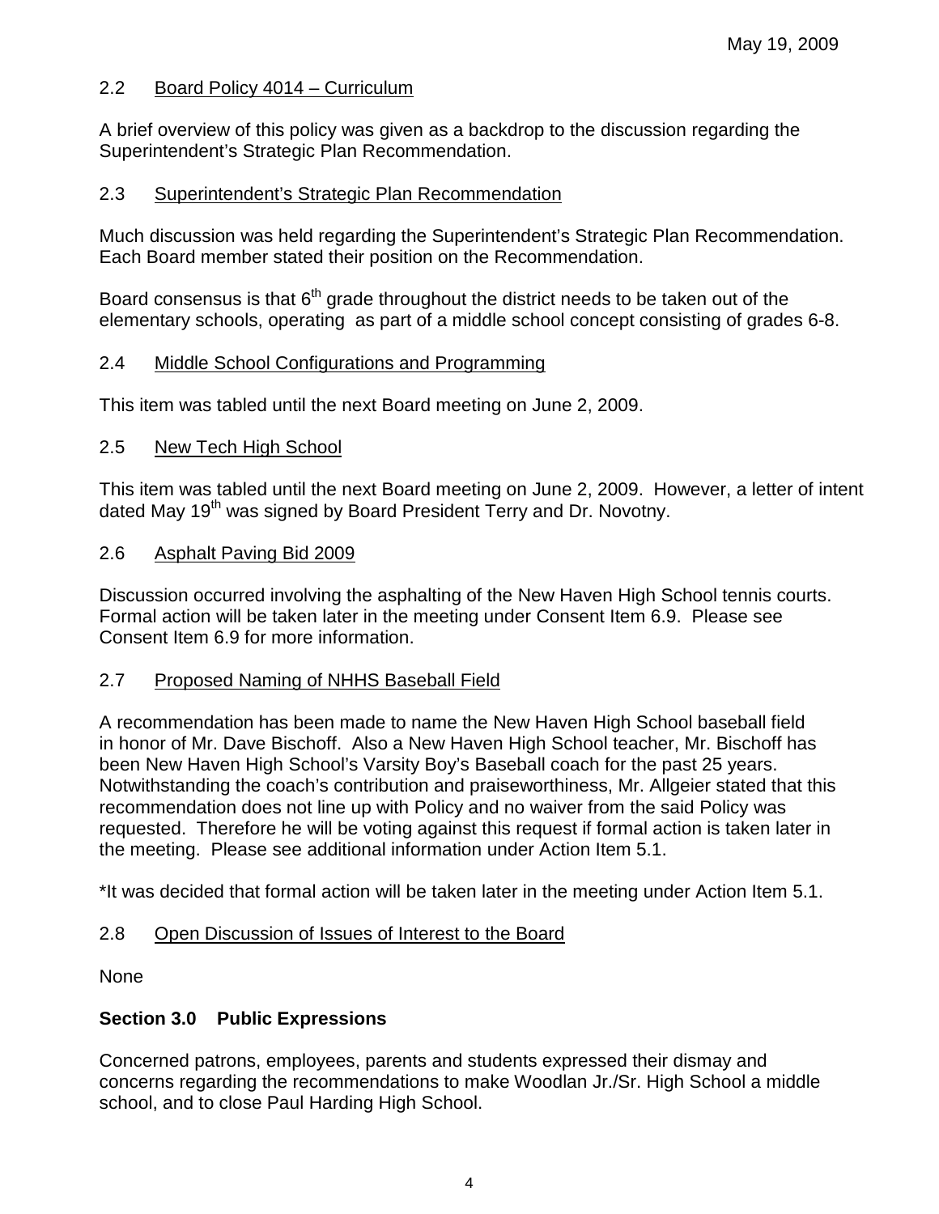May 19, 2009

2.2 Board Policy 4014 – Curriculum

A brief overview of this policy was given as a backdrop to the discussion regarding the Superintendent's Strategic Plan Recommendation.

2.3 Superintendent's Strategic Plan Recommendation

Much discussion was held regarding the Superintendent's Strategic Plan Recommendation. Each Board member stated their position on the Recommendation.

Board consensus is that 6th grade throughout the district needs to be taken out of the elementary schools, operating as part of a middle school concept consisting of grades 6-8.

2.4 Middle School Configurations and Programming

This item was tabled until the next Board meeting on June 2, 2009.

2.5 New Tech High School

This item was tabled until the next Board meeting on June 2, 2009. However, a letter of intent dated May 19th was signed by Board President Terry and Dr. Novotny.

2.6 Asphalt Paving Bid 2009

Discussion occurred involving the asphalting of the New Haven High School tennis courts. Formal action will be taken later in the meeting under Consent Item 6.9. Please see Consent Item 6.9 for more information.

2.7 Proposed Naming of NHHS Baseball Field

A recommendation has been made to name the New Haven High School baseball field in honor of Mr. Dave Bischoff. Also a New Haven High School teacher, Mr. Bischoff has been New Haven High School's Varsity Boy's Baseball coach for the past 25 years. Notwithstanding the coach's contribution and praiseworthiness, Mr. Allgeier stated that this recommendation does not line up with Policy and no waiver from the said Policy was requested. Therefore he will be voting against this request if formal action is taken later in the meeting. Please see additional information under Action Item 5.1.

*It was decided that formal action will be taken later in the meeting under Action Item 5.1.

2.8 Open Discussion of Issues of Interest to the Board

None

**Section 3.0 Public Expressions**

Concerned patrons, employees, parents and students expressed their dismay and concerns regarding the recommendations to make Woodlan Jr./Sr. High School a middle school, and to close Paul Harding High School.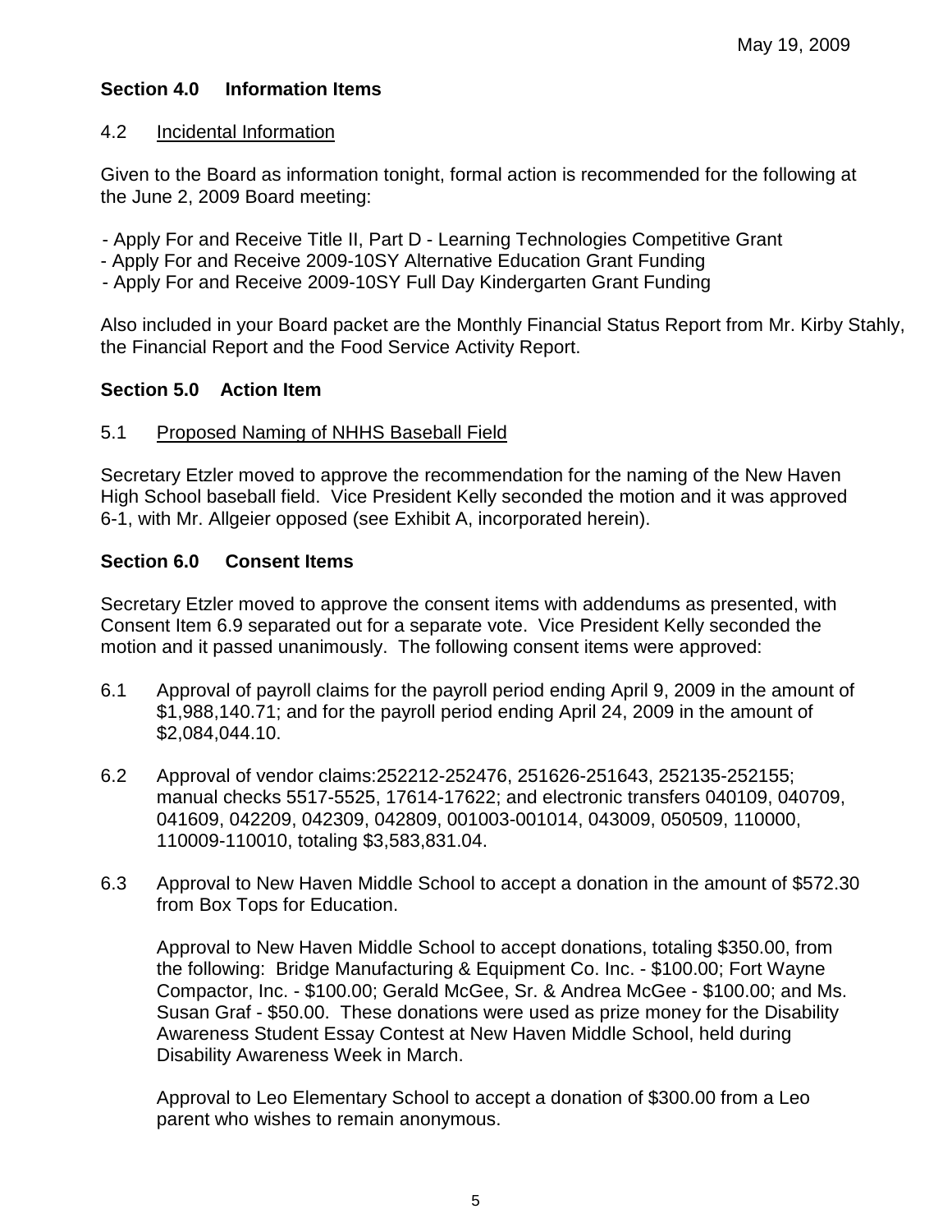May 19, 2009

**Section 4.0 Information Items**

4.2 Incidental Information

Given to the Board as information tonight, formal action is recommended for the following at the June 2, 2009 Board meeting:

- Apply For and Receive Title II, Part D - Learning Technologies Competitive Grant
- Apply For and Receive 2009-10SY Alternative Education Grant Funding
- Apply For and Receive 2009-10SY Full Day Kindergarten Grant Funding

Also included in your Board packet are the Monthly Financial Status Report from Mr. Kirby Stahly, the Financial Report and the Food Service Activity Report.

**Section 5.0 Action Item**

5.1 Proposed Naming of NHHS Baseball Field

Secretary Etzler moved to approve the recommendation for the naming of the New Haven High School baseball field. Vice President Kelly seconded the motion and it was approved 6-1, with Mr. Allgeier opposed (see Exhibit A, incorporated herein).

**Section 6.0 Consent Items**

Secretary Etzler moved to approve the consent items with addendums as presented, with Consent Item 6.9 separated out for a separate vote. Vice President Kelly seconded the motion and it passed unanimously. The following consent items were approved:

6.1 Approval of payroll claims for the payroll period ending April 9, 2009 in the amount of $1,988,140.71; and for the payroll period ending April 24, 2009 in the amount of $2,084,044.10.

6.2 Approval of vendor claims:252212-252476, 251626-251643, 252135-252155; manual checks 5517-5525, 17614-17622; and electronic transfers 040109, 040709, 041609, 042209, 042309, 042809, 001003-001014, 043009, 050509, 110000, 110009-110010, totaling $3,583,831.04.

6.3 Approval to New Haven Middle School to accept a donation in the amount of $572.30 from Box Tops for Education.

Approval to New Haven Middle School to accept donations, totaling $350.00, from the following: Bridge Manufacturing & Equipment Co. Inc. - $100.00; Fort Wayne Compactor, Inc. - $100.00; Gerald McGee, Sr. & Andrea McGee - $100.00; and Ms. Susan Graf - $50.00. These donations were used as prize money for the Disability Awareness Student Essay Contest at New Haven Middle School, held during Disability Awareness Week in March.

Approval to Leo Elementary School to accept a donation of $300.00 from a Leo parent who wishes to remain anonymous.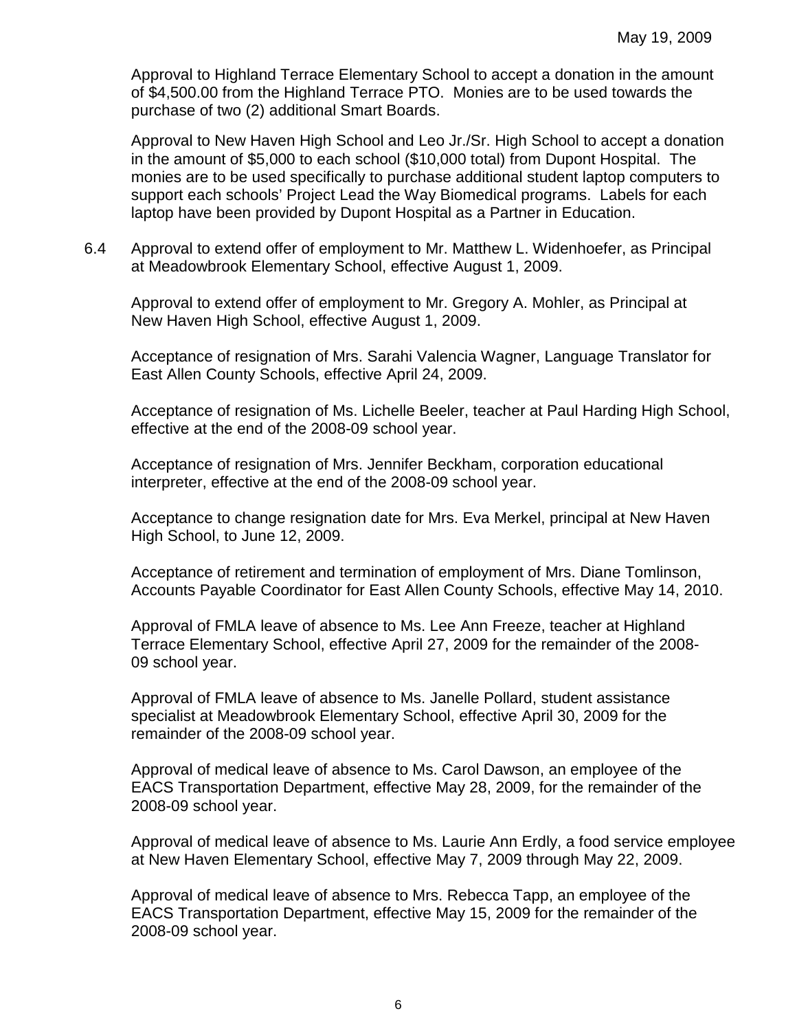May 19, 2009

Approval to Highland Terrace Elementary School to accept a donation in the amount of $4,500.00 from the Highland Terrace PTO. Monies are to be used towards the purchase of two (2) additional Smart Boards.

Approval to New Haven High School and Leo Jr./Sr. High School to accept a donation in the amount of $5,000 to each school ($10,000 total) from Dupont Hospital. The monies are to be used specifically to purchase additional student laptop computers to support each schools' Project Lead the Way Biomedical programs. Labels for each laptop have been provided by Dupont Hospital as a Partner in Education.

6.4 Approval to extend offer of employment to Mr. Matthew L. Widenhoefer, as Principal at Meadowbrook Elementary School, effective August 1, 2009.

Approval to extend offer of employment to Mr. Gregory A. Mohler, as Principal at New Haven High School, effective August 1, 2009.

Acceptance of resignation of Mrs. Sarahi Valencia Wagner, Language Translator for East Allen County Schools, effective April 24, 2009.

Acceptance of resignation of Ms. Lichelle Beeler, teacher at Paul Harding High School, effective at the end of the 2008-09 school year.

Acceptance of resignation of Mrs. Jennifer Beckham, corporation educational interpreter, effective at the end of the 2008-09 school year.

Acceptance to change resignation date for Mrs. Eva Merkel, principal at New Haven High School, to June 12, 2009.

Acceptance of retirement and termination of employment of Mrs. Diane Tomlinson, Accounts Payable Coordinator for East Allen County Schools, effective May 14, 2010.

Approval of FMLA leave of absence to Ms. Lee Ann Freeze, teacher at Highland Terrace Elementary School, effective April 27, 2009 for the remainder of the 2008-09 school year.

Approval of FMLA leave of absence to Ms. Janelle Pollard, student assistance specialist at Meadowbrook Elementary School, effective April 30, 2009 for the remainder of the 2008-09 school year.

Approval of medical leave of absence to Ms. Carol Dawson, an employee of the EACS Transportation Department, effective May 28, 2009, for the remainder of the 2008-09 school year.

Approval of medical leave of absence to Ms. Laurie Ann Erdly, a food service employee at New Haven Elementary School, effective May 7, 2009 through May 22, 2009.

Approval of medical leave of absence to Mrs. Rebecca Tapp, an employee of the EACS Transportation Department, effective May 15, 2009 for the remainder of the 2008-09 school year.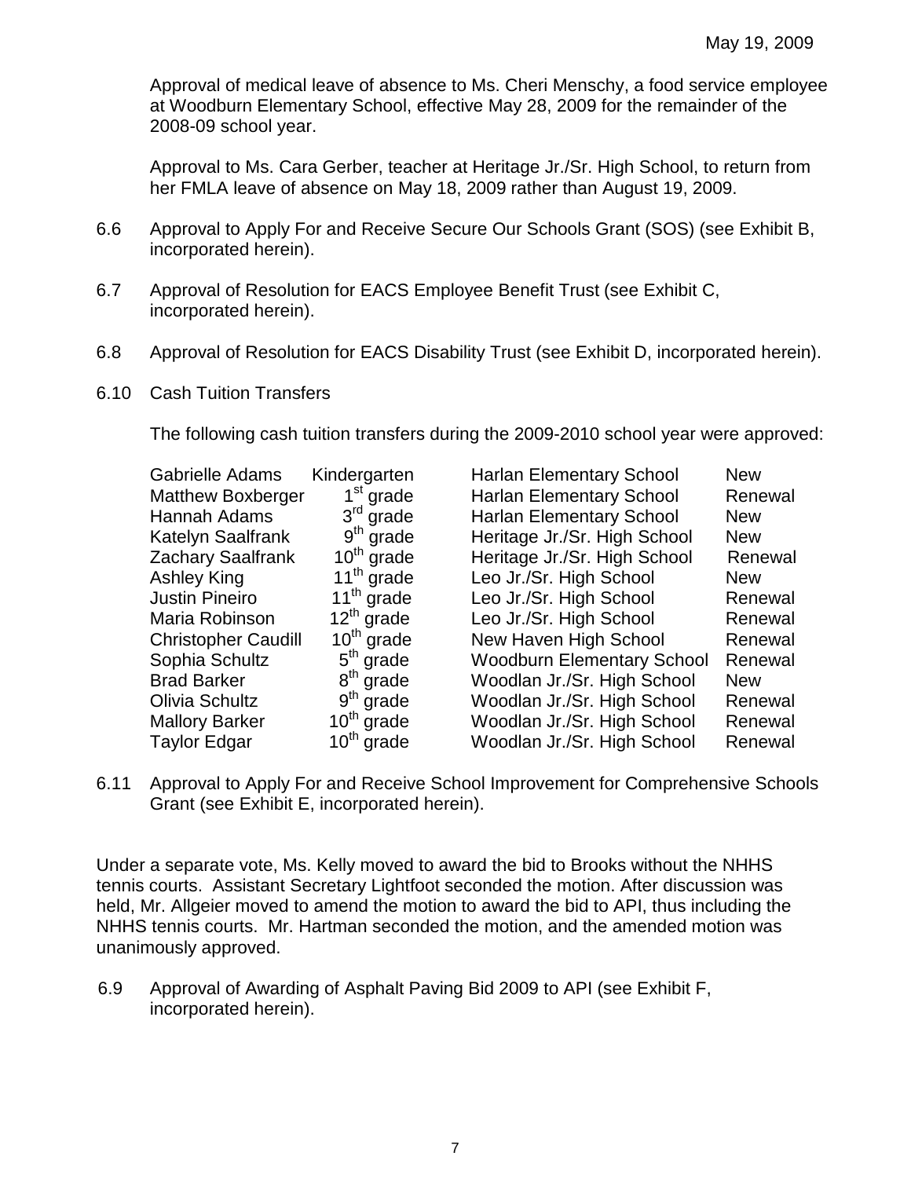Approval of medical leave of absence to Ms. Cheri Menschy, a food service employee at Woodburn Elementary School, effective May 28, 2009 for the remainder of the 2008-09 school year.

Approval to Ms. Cara Gerber, teacher at Heritage Jr./Sr. High School, to return from her FMLA leave of absence on May 18, 2009 rather than August 19, 2009.

6.6 Approval to Apply For and Receive Secure Our Schools Grant (SOS) (see Exhibit B, incorporated herein).

6.7 Approval of Resolution for EACS Employee Benefit Trust (see Exhibit C, incorporated herein).

6.8 Approval of Resolution for EACS Disability Trust (see Exhibit D, incorporated herein).

6.10 Cash Tuition Transfers

The following cash tuition transfers during the 2009-2010 school year were approved:

| | | | |
|---|---|---|---|
| Gabrielle Adams | Kindergarten | Harlan Elementary School | New |
| Matthew Boxberger | 1st grade | Harlan Elementary School | Renewal |
| Hannah Adams | 3rd grade | Harlan Elementary School | New |
| Katelyn Saalfrank | 9th grade | Heritage Jr./Sr. High School | New |
| Zachary Saalfrank | 10th grade | Heritage Jr./Sr. High School | Renewal |
| Ashley King | 11th grade | Leo Jr./Sr. High School | New |
| Justin Pineiro | 11th grade | Leo Jr./Sr. High School | Renewal |
| Maria Robinson | 12th grade | Leo Jr./Sr. High School | Renewal |
| Christopher Caudill | 10th grade | New Haven High School | Renewal |
| Sophia Schultz | 5th grade | Woodburn Elementary School | Renewal |
| Brad Barker | 8th grade | Woodlan Jr./Sr. High School | New |
| Olivia Schultz | 9th grade | Woodlan Jr./Sr. High School | Renewal |
| Mallory Barker | 10th grade | Woodlan Jr./Sr. High School | Renewal |
| Taylor Edgar | 10th grade | Woodlan Jr./Sr. High School | Renewal |

6.11 Approval to Apply For and Receive School Improvement for Comprehensive Schools Grant (see Exhibit E, incorporated herein).

Under a separate vote, Ms. Kelly moved to award the bid to Brooks without the NHHS tennis courts. Assistant Secretary Lightfoot seconded the motion. After discussion was held, Mr. Allgeier moved to amend the motion to award the bid to API, thus including the NHHS tennis courts. Mr. Hartman seconded the motion, and the amended motion was unanimously approved.

6.9 Approval of Awarding of Asphalt Paving Bid 2009 to API (see Exhibit F, incorporated herein).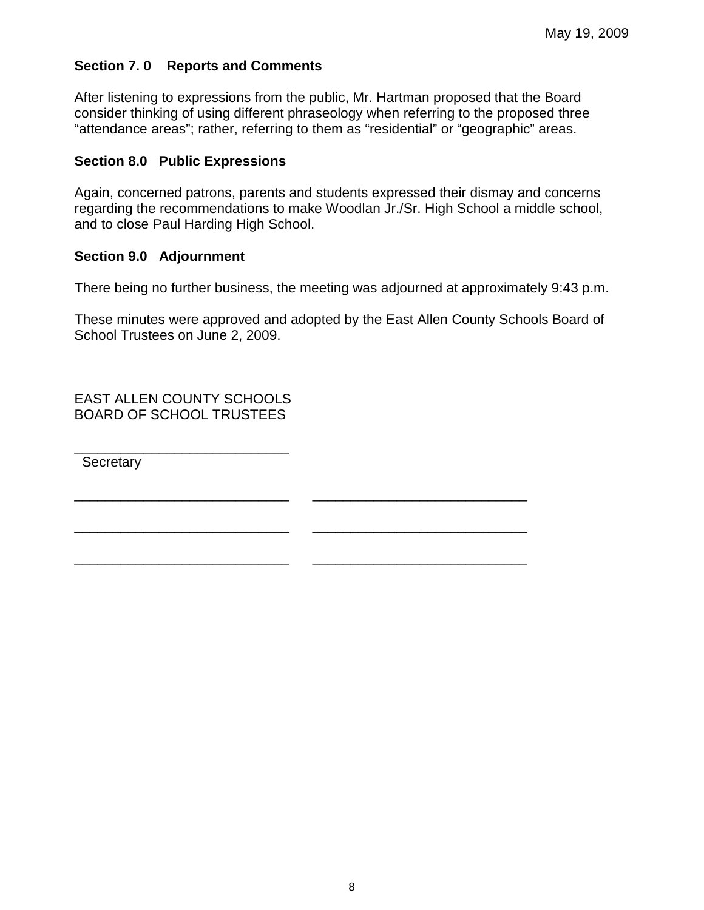May 19, 2009

### Section 7. 0 Reports and Comments

After listening to expressions from the public, Mr. Hartman proposed that the Board consider thinking of using different phraseology when referring to the proposed three "attendance areas"; rather, referring to them as "residential" or "geographic" areas.

### Section 8.0 Public Expressions

Again, concerned patrons, parents and students expressed their dismay and concerns regarding the recommendations to make Woodlan Jr./Sr. High School a middle school, and to close Paul Harding High School.

### Section 9.0 Adjournment

There being no further business, the meeting was adjourned at approximately 9:43 p.m.

These minutes were approved and adopted by the East Allen County Schools Board of School Trustees on June 2, 2009.

EAST ALLEN COUNTY SCHOOLS
BOARD OF SCHOOL TRUSTEES

____________________________
Secretary

____________________________ ____________________________

____________________________ ____________________________

____________________________ ____________________________